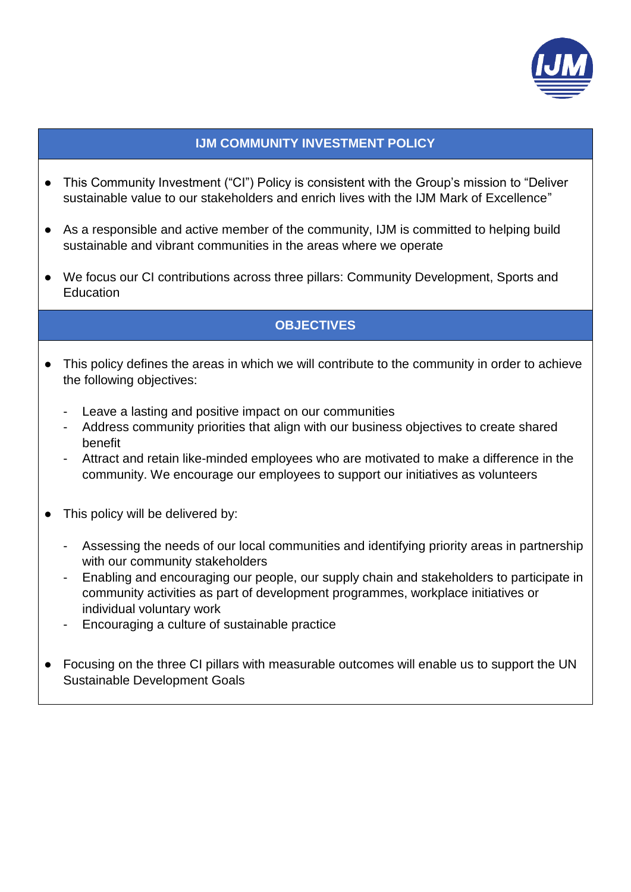# IJM COMMUNITY INVESTMENT POLICY

- This Community Investment ("CI") Policy is consistent with the Group's mission to "Deliver sustainable value to our stakeholders and enrich lives with the IJM Mark of Excellence"
- As a responsible and active member of the community, IJM is committed to helping build sustainable and vibrant communities in the areas where we operate
- We focus our CI contributions across three pillars: Community Development, Sports and Education

## OBJECTIVES

- This policy defines the areas in which we will contribute to the community in order to achieve the following objectives:
  - Leave a lasting and positive impact on our communities
  - Address community priorities that align with our business objectives to create shared benefit
  - Attract and retain like-minded employees who are motivated to make a difference in the community. We encourage our employees to support our initiatives as volunteers
- This policy will be delivered by:
  - Assessing the needs of our local communities and identifying priority areas in partnership with our community stakeholders
  - Enabling and encouraging our people, our supply chain and stakeholders to participate in community activities as part of development programmes, workplace initiatives or individual voluntary work
  - Encouraging a culture of sustainable practice
- Focusing on the three CI pillars with measurable outcomes will enable us to support the UN Sustainable Development Goals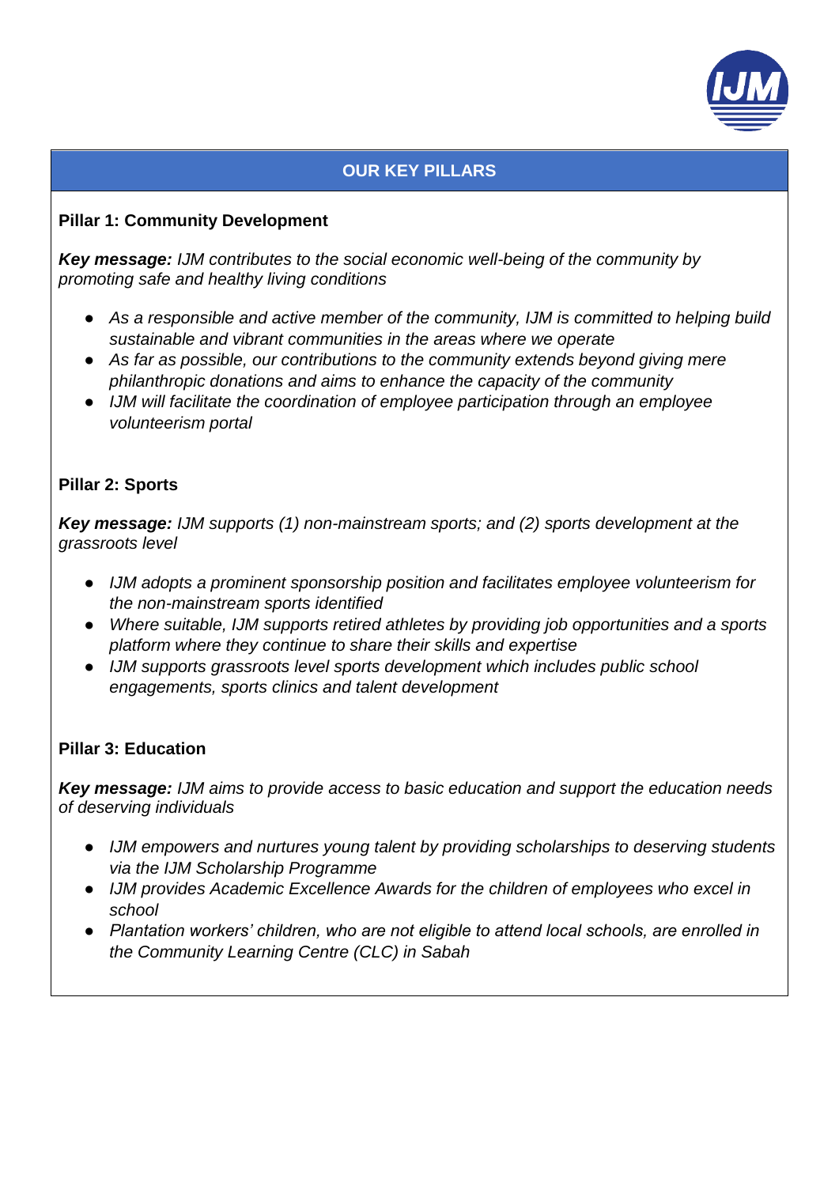## OUR KEY PILLARS

**Pillar 1: Community Development**

***Key message:*** *IJM contributes to the social economic well-being of the community by promoting safe and healthy living conditions*

- *As a responsible and active member of the community, IJM is committed to helping build sustainable and vibrant communities in the areas where we operate*
- *As far as possible, our contributions to the community extends beyond giving mere philanthropic donations and aims to enhance the capacity of the community*
- *IJM will facilitate the coordination of employee participation through an employee volunteerism portal*

**Pillar 2: Sports**

***Key message:*** *IJM supports (1) non-mainstream sports; and (2) sports development at the grassroots level*

- *IJM adopts a prominent sponsorship position and facilitates employee volunteerism for the non-mainstream sports identified*
- *Where suitable, IJM supports retired athletes by providing job opportunities and a sports platform where they continue to share their skills and expertise*
- *IJM supports grassroots level sports development which includes public school engagements, sports clinics and talent development*

**Pillar 3: Education**

***Key message:*** *IJM aims to provide access to basic education and support the education needs of deserving individuals*

- *IJM empowers and nurtures young talent by providing scholarships to deserving students via the IJM Scholarship Programme*
- *IJM provides Academic Excellence Awards for the children of employees who excel in school*
- *Plantation workers' children, who are not eligible to attend local schools, are enrolled in the Community Learning Centre (CLC) in Sabah*